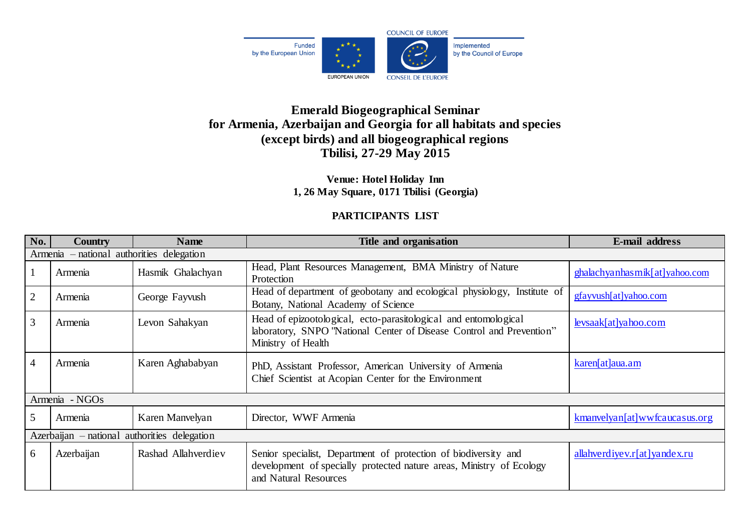Funded by the European Union — EUROPEAN UNION — COUNCIL OF EUROPE — CONSEIL DE L'EUROPE — Implemented by the Council of Europe

# Emerald Biogeographical Seminar for Armenia, Azerbaijan and Georgia for all habitats and species (except birds) and all biogeographical regions Tbilisi, 27-29 May 2015

**Venue: Hotel Holiday Inn**
**1, 26 May Square, 0171 Tbilisi (Georgia)**

## PARTICIPANTS LIST

| No. | Country | Name | Title and organisation | E-mail address |
|---|---|---|---|---|
| Armenia – national authorities delegation | | | | |
| 1 | Armenia | Hasmik Ghalachyan | Head, Plant Resources Management, BMA Ministry of Nature Protection | ghalachyanhasmik[at]yahoo.com |
| 2 | Armenia | George Fayvush | Head of department of geobotany and ecological physiology, Institute of Botany, National Academy of Science | gfayvush[at]yahoo.com |
| 3 | Armenia | Levon Sahakyan | Head of epizootological, ecto-parasitological and entomological laboratory, SNPO "National Center of Disease Control and Prevention" Ministry of Health | levsaak[at]yahoo.com |
| 4 | Armenia | Karen Aghababyan | PhD, Assistant Professor, American University of Armenia<br>Chief Scientist at Acopian Center for the Environment | karen[at]aua.am |
| Armenia - NGOs | | | | |
| 5 | Armenia | Karen Manvelyan | Director, WWF Armenia | kmanvelyan[at]wwfcaucasus.org |
| Azerbaijan – national authorities delegation | | | | |
| 6 | Azerbaijan | Rashad Allahverdiev | Senior specialist, Department of protection of biodiversity and development of specially protected nature areas, Ministry of Ecology and Natural Resources | allahverdiyev.r[at]yandex.ru |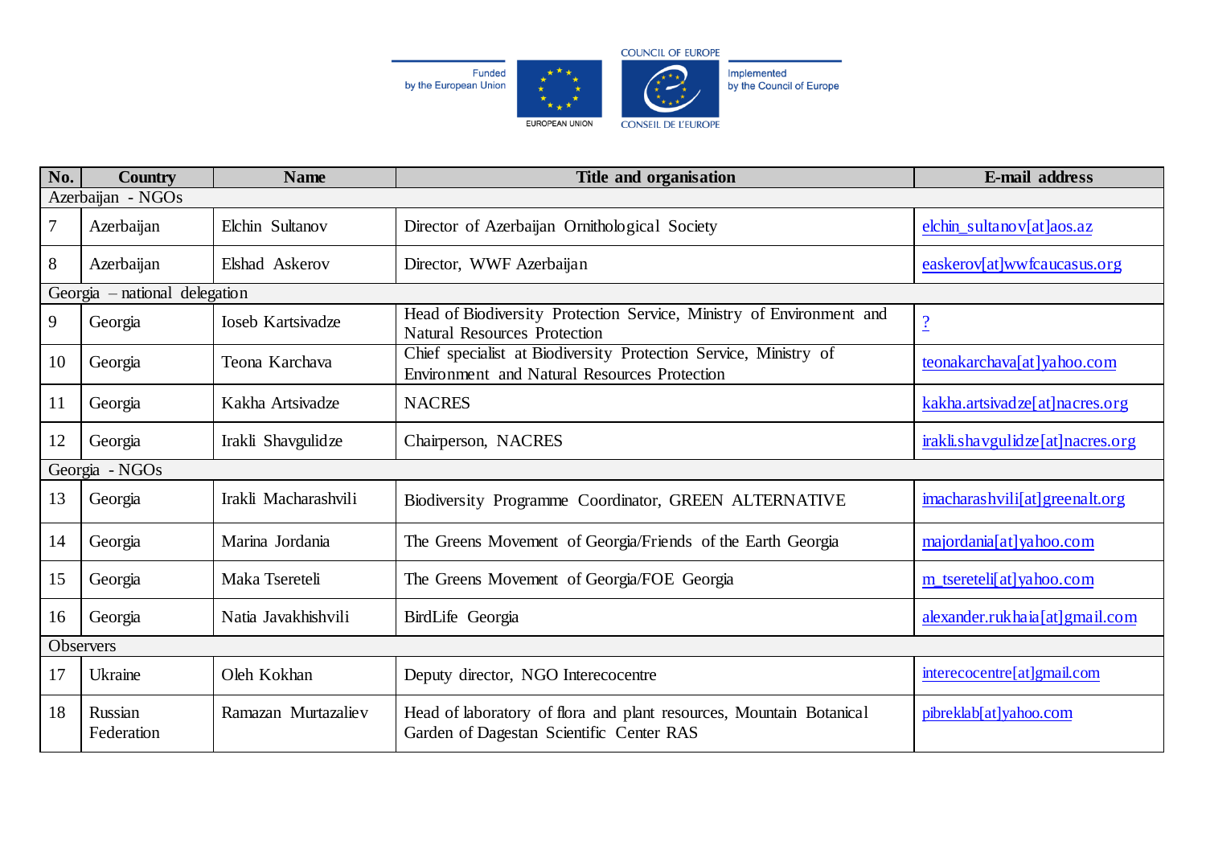| No. | Country | Name | Title and organisation | E-mail address |
|---|---|---|---|---|
| Azerbaijan - NGOs | | | | |
| 7 | Azerbaijan | Elchin Sultanov | Director of Azerbaijan Ornithological Society | elchin_sultanov[at]aos.az |
| 8 | Azerbaijan | Elshad Askerov | Director, WWF Azerbaijan | easkerov[at]wwfcaucasus.org |
| Georgia – national delegation | | | | |
| 9 | Georgia | Ioseb Kartsivadze | Head of Biodiversity Protection Service, Ministry of Environment and Natural Resources Protection | ? |
| 10 | Georgia | Teona Karchava | Chief specialist at Biodiversity Protection Service, Ministry of Environment and Natural Resources Protection | teonakarchava[at]yahoo.com |
| 11 | Georgia | Kakha Artsivadze | NACRES | kakha.artsivadze[at]nacres.org |
| 12 | Georgia | Irakli Shavgulidze | Chairperson, NACRES | irakli.shavgulidze[at]nacres.org |
| Georgia - NGOs | | | | |
| 13 | Georgia | Irakli Macharashvili | Biodiversity Programme Coordinator, GREEN ALTERNATIVE | imacharashvili[at]greenalt.org |
| 14 | Georgia | Marina Jordania | The Greens Movement of Georgia/Friends of the Earth Georgia | majordania[at]yahoo.com |
| 15 | Georgia | Maka Tsereteli | The Greens Movement of Georgia/FOE Georgia | m_tsereteli[at]yahoo.com |
| 16 | Georgia | Natia Javakhishvili | BirdLife Georgia | alexander.rukhaia[at]gmail.com |
| Observers | | | | |
| 17 | Ukraine | Oleh Kokhan | Deputy director, NGO Interecocentre | interecocentre[at]gmail.com |
| 18 | Russian Federation | Ramazan Murtazaliev | Head of laboratory of flora and plant resources, Mountain Botanical Garden of Dagestan Scientific Center RAS | pibreklab[at]yahoo.com |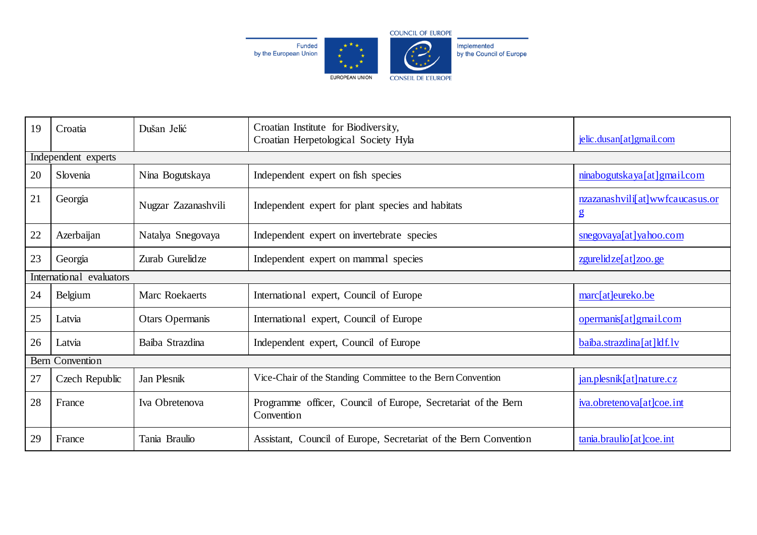| | | | | |
|---|---|---|---|---|
| 19 | Croatia | Dušan Jelić | Croatian Institute for Biodiversity,<br>Croatian Herpetological Society Hyla | jelic.dusan[at]gmail.com |
| Independent experts | | | | |
| 20 | Slovenia | Nina Bogutskaya | Independent expert on fish species | ninabogutskaya[at]gmail.com |
| 21 | Georgia | Nugzar Zazanashvili | Independent expert for plant species and habitats | nzazanashvili[at]wwfcaucasus.org |
| 22 | Azerbaijan | Natalya Snegovaya | Independent expert on invertebrate species | snegovaya[at]yahoo.com |
| 23 | Georgia | Zurab Gurelidze | Independent expert on mammal species | zgurelidze[at]zoo.ge |
| International evaluators | | | | |
| 24 | Belgium | Marc Roekaerts | International expert, Council of Europe | marc[at]eureko.be |
| 25 | Latvia | Otars Opermanis | International expert, Council of Europe | opermanis[at]gmail.com |
| 26 | Latvia | Baiba Strazdina | Independent expert, Council of Europe | baiba.strazdina[at]ldf.lv |
| Bern Convention | | | | |
| 27 | Czech Republic | Jan Plesnik | Vice-Chair of the Standing Committee to the Bern Convention | jan.plesnik[at]nature.cz |
| 28 | France | Iva Obretenova | Programme officer, Council of Europe, Secretariat of the Bern Convention | iva.obretenova[at]coe.int |
| 29 | France | Tania Braulio | Assistant, Council of Europe, Secretariat of the Bern Convention | tania.braulio[at]coe.int |